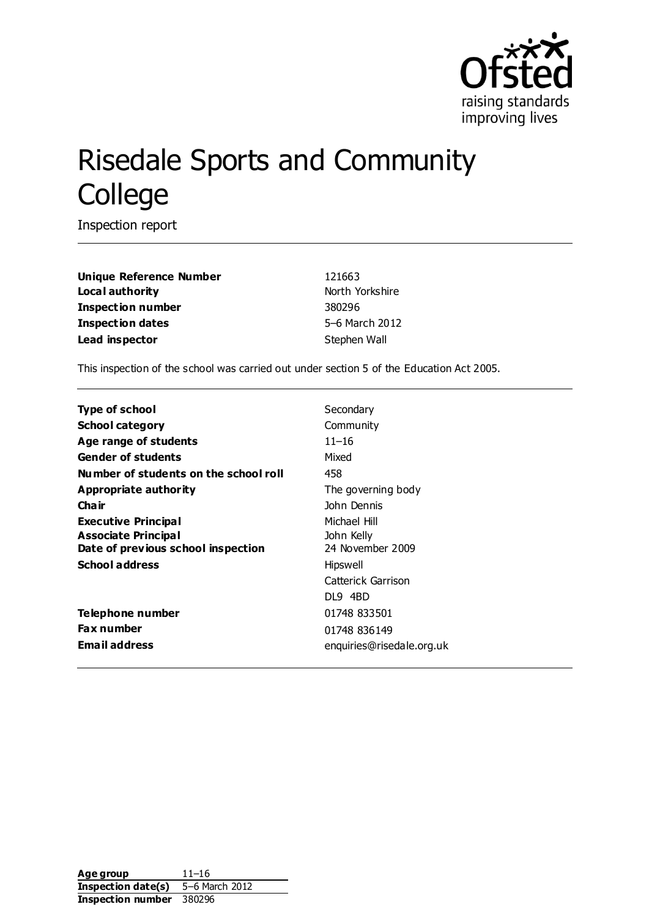# Risedale Sports and Community College

Inspection report

| | |
|---|---|
| **Unique Reference Number** | 121663 |
| **Local authority** | North Yorkshire |
| **Inspection number** | 380296 |
| **Inspection dates** | 5–6 March 2012 |
| **Lead inspector** | Stephen Wall |

This inspection of the school was carried out under section 5 of the Education Act 2005.

| | |
|---|---|
| **Type of school** | Secondary |
| **School category** | Community |
| **Age range of students** | 11–16 |
| **Gender of students** | Mixed |
| **Number of students on the school roll** | 458 |
| **Appropriate authority** | The governing body |
| **Chair** | John Dennis |
| **Executive Principal** | Michael Hill |
| **Associate Principal** | John Kelly |
| **Date of previous school inspection** | 24 November 2009 |
| **School address** | Hipswell<br>Catterick Garrison<br>DL9 4BD |
| **Telephone number** | 01748 833501 |
| **Fax number** | 01748 836149 |
| **Email address** | enquiries@risedale.org.uk |

| | |
|---|---|
| **Age group** | 11–16 |
| **Inspection date(s)** | 5–6 March 2012 |
| **Inspection number** | 380296 |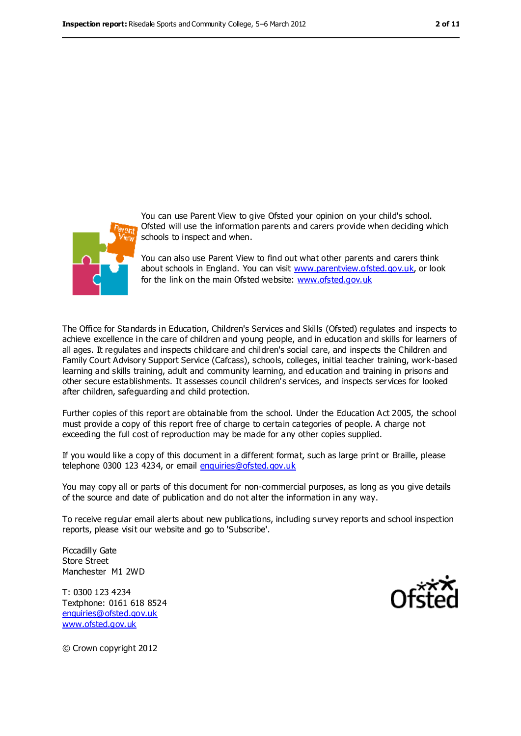You can use Parent View to give Ofsted your opinion on your child's school. Ofsted will use the information parents and carers provide when deciding which schools to inspect and when.

You can also use Parent View to find out what other parents and carers think about schools in England. You can visit www.parentview.ofsted.gov.uk, or look for the link on the main Ofsted website: www.ofsted.gov.uk

The Office for Standards in Education, Children's Services and Skills (Ofsted) regulates and inspects to achieve excellence in the care of children and young people, and in education and skills for learners of all ages. It regulates and inspects childcare and children's social care, and inspects the Children and Family Court Advisory Support Service (Cafcass), schools, colleges, initial teacher training, work-based learning and skills training, adult and community learning, and education and training in prisons and other secure establishments. It assesses council children's services, and inspects services for looked after children, safeguarding and child protection.

Further copies of this report are obtainable from the school. Under the Education Act 2005, the school must provide a copy of this report free of charge to certain categories of people. A charge not exceeding the full cost of reproduction may be made for any other copies supplied.

If you would like a copy of this document in a different format, such as large print or Braille, please telephone 0300 123 4234, or email enquiries@ofsted.gov.uk

You may copy all or parts of this document for non-commercial purposes, as long as you give details of the source and date of publication and do not alter the information in any way.

To receive regular email alerts about new publications, including survey reports and school inspection reports, please visit our website and go to 'Subscribe'.

Piccadilly Gate
Store Street
Manchester M1 2WD

T: 0300 123 4234
Textphone: 0161 618 8524
enquiries@ofsted.gov.uk
www.ofsted.gov.uk

© Crown copyright 2012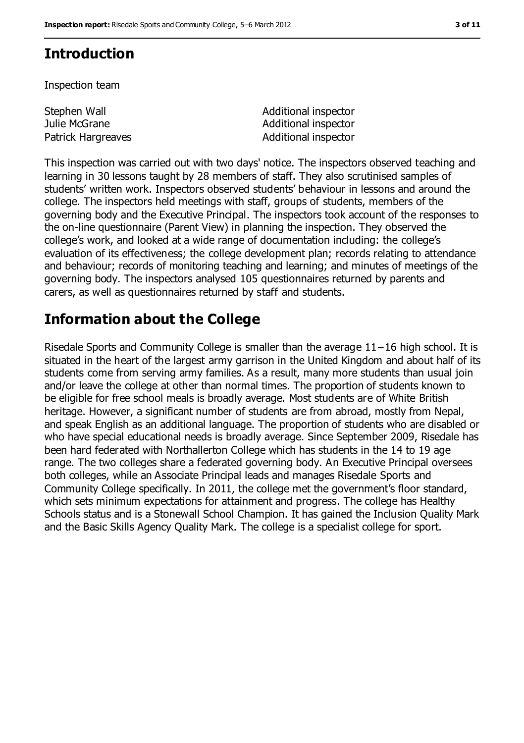## Introduction

Inspection team

| | |
|---|---|
| Stephen Wall | Additional inspector |
| Julie McGrane | Additional inspector |
| Patrick Hargreaves | Additional inspector |

This inspection was carried out with two days' notice. The inspectors observed teaching and learning in 30 lessons taught by 28 members of staff. They also scrutinised samples of students' written work. Inspectors observed students' behaviour in lessons and around the college. The inspectors held meetings with staff, groups of students, members of the governing body and the Executive Principal. The inspectors took account of the responses to the on-line questionnaire (Parent View) in planning the inspection. They observed the college's work, and looked at a wide range of documentation including: the college's evaluation of its effectiveness; the college development plan; records relating to attendance and behaviour; records of monitoring teaching and learning; and minutes of meetings of the governing body. The inspectors analysed 105 questionnaires returned by parents and carers, as well as questionnaires returned by staff and students.

## Information about the College

Risedale Sports and Community College is smaller than the average 11−16 high school. It is situated in the heart of the largest army garrison in the United Kingdom and about half of its students come from serving army families. As a result, many more students than usual join and/or leave the college at other than normal times. The proportion of students known to be eligible for free school meals is broadly average. Most students are of White British heritage. However, a significant number of students are from abroad, mostly from Nepal, and speak English as an additional language. The proportion of students who are disabled or who have special educational needs is broadly average. Since September 2009, Risedale has been hard federated with Northallerton College which has students in the 14 to 19 age range. The two colleges share a federated governing body. An Executive Principal oversees both colleges, while an Associate Principal leads and manages Risedale Sports and Community College specifically. In 2011, the college met the government's floor standard, which sets minimum expectations for attainment and progress. The college has Healthy Schools status and is a Stonewall School Champion. It has gained the Inclusion Quality Mark and the Basic Skills Agency Quality Mark. The college is a specialist college for sport.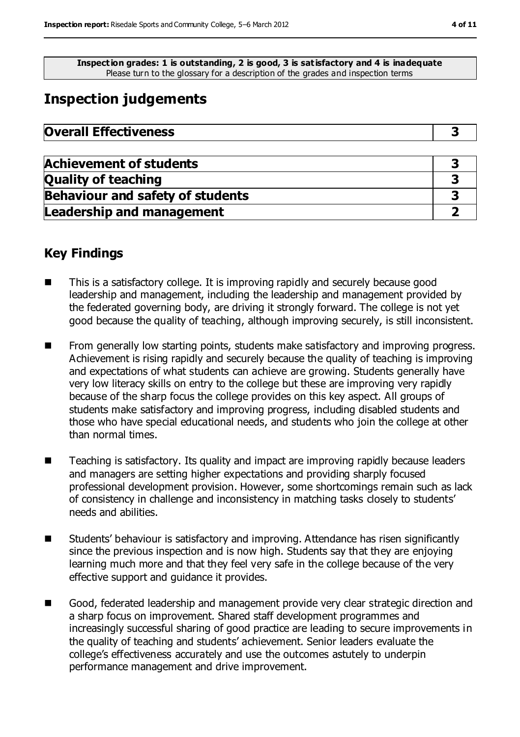**Inspection grades: 1 is outstanding, 2 is good, 3 is satisfactory and 4 is inadequate**
Please turn to the glossary for a description of the grades and inspection terms

# Inspection judgements

| **Overall Effectiveness** | **3** |
|---|---|

| **Achievement of students** | **3** |
|---|---|
| **Quality of teaching** | **3** |
| **Behaviour and safety of students** | **3** |
| **Leadership and management** | **2** |

## Key Findings

- This is a satisfactory college. It is improving rapidly and securely because good leadership and management, including the leadership and management provided by the federated governing body, are driving it strongly forward. The college is not yet good because the quality of teaching, although improving securely, is still inconsistent.

- From generally low starting points, students make satisfactory and improving progress. Achievement is rising rapidly and securely because the quality of teaching is improving and expectations of what students can achieve are growing. Students generally have very low literacy skills on entry to the college but these are improving very rapidly because of the sharp focus the college provides on this key aspect. All groups of students make satisfactory and improving progress, including disabled students and those who have special educational needs, and students who join the college at other than normal times.

- Teaching is satisfactory. Its quality and impact are improving rapidly because leaders and managers are setting higher expectations and providing sharply focused professional development provision. However, some shortcomings remain such as lack of consistency in challenge and inconsistency in matching tasks closely to students' needs and abilities.

- Students' behaviour is satisfactory and improving. Attendance has risen significantly since the previous inspection and is now high. Students say that they are enjoying learning much more and that they feel very safe in the college because of the very effective support and guidance it provides.

- Good, federated leadership and management provide very clear strategic direction and a sharp focus on improvement. Shared staff development programmes and increasingly successful sharing of good practice are leading to secure improvements in the quality of teaching and students' achievement. Senior leaders evaluate the college's effectiveness accurately and use the outcomes astutely to underpin performance management and drive improvement.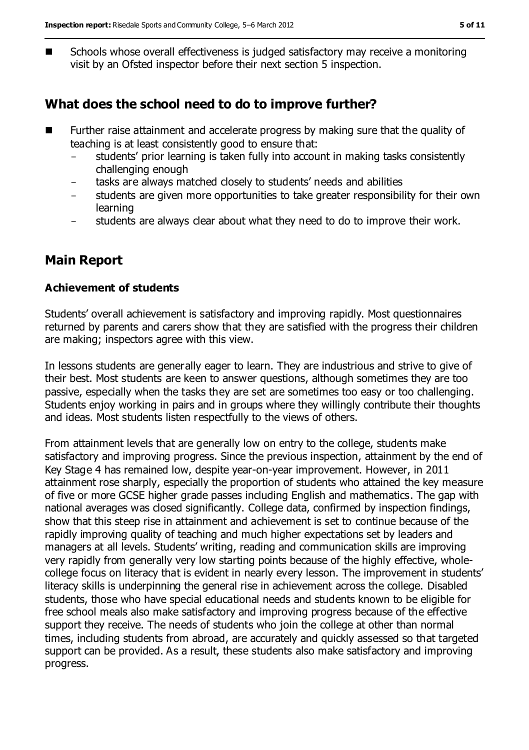- Schools whose overall effectiveness is judged satisfactory may receive a monitoring visit by an Ofsted inspector before their next section 5 inspection.

## What does the school need to do to improve further?

- Further raise attainment and accelerate progress by making sure that the quality of teaching is at least consistently good to ensure that:
  - students' prior learning is taken fully into account in making tasks consistently challenging enough
  - tasks are always matched closely to students' needs and abilities
  - students are given more opportunities to take greater responsibility for their own learning
  - students are always clear about what they need to do to improve their work.

## Main Report

### Achievement of students

Students' overall achievement is satisfactory and improving rapidly. Most questionnaires returned by parents and carers show that they are satisfied with the progress their children are making; inspectors agree with this view.

In lessons students are generally eager to learn. They are industrious and strive to give of their best. Most students are keen to answer questions, although sometimes they are too passive, especially when the tasks they are set are sometimes too easy or too challenging. Students enjoy working in pairs and in groups where they willingly contribute their thoughts and ideas. Most students listen respectfully to the views of others.

From attainment levels that are generally low on entry to the college, students make satisfactory and improving progress. Since the previous inspection, attainment by the end of Key Stage 4 has remained low, despite year-on-year improvement. However, in 2011 attainment rose sharply, especially the proportion of students who attained the key measure of five or more GCSE higher grade passes including English and mathematics. The gap with national averages was closed significantly. College data, confirmed by inspection findings, show that this steep rise in attainment and achievement is set to continue because of the rapidly improving quality of teaching and much higher expectations set by leaders and managers at all levels. Students' writing, reading and communication skills are improving very rapidly from generally very low starting points because of the highly effective, whole-college focus on literacy that is evident in nearly every lesson. The improvement in students' literacy skills is underpinning the general rise in achievement across the college. Disabled students, those who have special educational needs and students known to be eligible for free school meals also make satisfactory and improving progress because of the effective support they receive. The needs of students who join the college at other than normal times, including students from abroad, are accurately and quickly assessed so that targeted support can be provided. As a result, these students also make satisfactory and improving progress.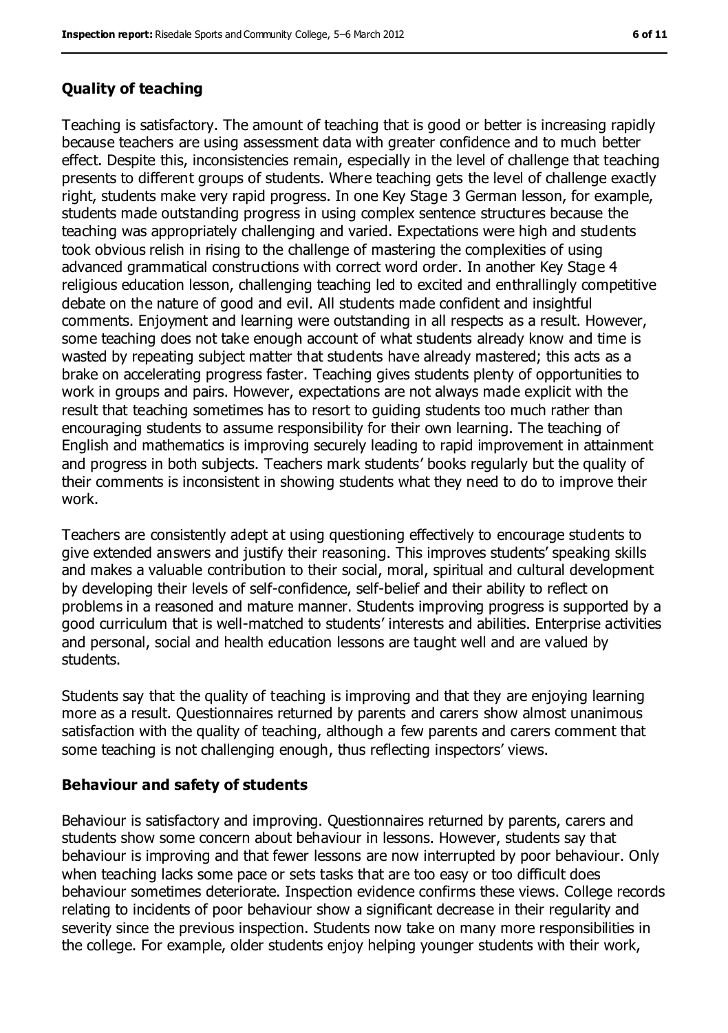### Quality of teaching

Teaching is satisfactory. The amount of teaching that is good or better is increasing rapidly because teachers are using assessment data with greater confidence and to much better effect. Despite this, inconsistencies remain, especially in the level of challenge that teaching presents to different groups of students. Where teaching gets the level of challenge exactly right, students make very rapid progress. In one Key Stage 3 German lesson, for example, students made outstanding progress in using complex sentence structures because the teaching was appropriately challenging and varied. Expectations were high and students took obvious relish in rising to the challenge of mastering the complexities of using advanced grammatical constructions with correct word order. In another Key Stage 4 religious education lesson, challenging teaching led to excited and enthrallingly competitive debate on the nature of good and evil. All students made confident and insightful comments. Enjoyment and learning were outstanding in all respects as a result. However, some teaching does not take enough account of what students already know and time is wasted by repeating subject matter that students have already mastered; this acts as a brake on accelerating progress faster. Teaching gives students plenty of opportunities to work in groups and pairs. However, expectations are not always made explicit with the result that teaching sometimes has to resort to guiding students too much rather than encouraging students to assume responsibility for their own learning. The teaching of English and mathematics is improving securely leading to rapid improvement in attainment and progress in both subjects. Teachers mark students' books regularly but the quality of their comments is inconsistent in showing students what they need to do to improve their work.

Teachers are consistently adept at using questioning effectively to encourage students to give extended answers and justify their reasoning. This improves students' speaking skills and makes a valuable contribution to their social, moral, spiritual and cultural development by developing their levels of self-confidence, self-belief and their ability to reflect on problems in a reasoned and mature manner. Students improving progress is supported by a good curriculum that is well-matched to students' interests and abilities. Enterprise activities and personal, social and health education lessons are taught well and are valued by students.

Students say that the quality of teaching is improving and that they are enjoying learning more as a result. Questionnaires returned by parents and carers show almost unanimous satisfaction with the quality of teaching, although a few parents and carers comment that some teaching is not challenging enough, thus reflecting inspectors' views.

### Behaviour and safety of students

Behaviour is satisfactory and improving. Questionnaires returned by parents, carers and students show some concern about behaviour in lessons. However, students say that behaviour is improving and that fewer lessons are now interrupted by poor behaviour. Only when teaching lacks some pace or sets tasks that are too easy or too difficult does behaviour sometimes deteriorate. Inspection evidence confirms these views. College records relating to incidents of poor behaviour show a significant decrease in their regularity and severity since the previous inspection. Students now take on many more responsibilities in the college. For example, older students enjoy helping younger students with their work,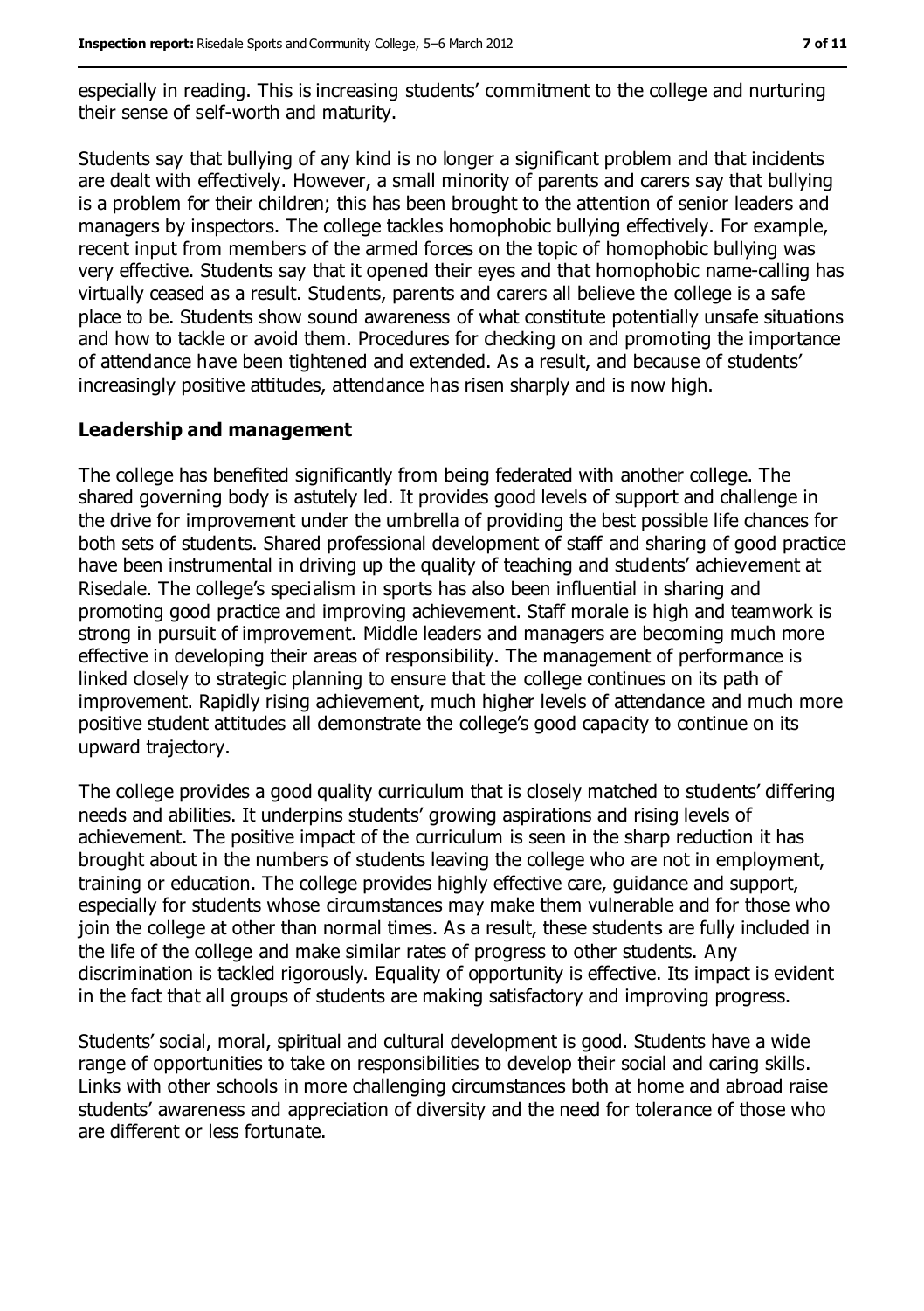especially in reading. This is increasing students' commitment to the college and nurturing their sense of self-worth and maturity.

Students say that bullying of any kind is no longer a significant problem and that incidents are dealt with effectively. However, a small minority of parents and carers say that bullying is a problem for their children; this has been brought to the attention of senior leaders and managers by inspectors. The college tackles homophobic bullying effectively. For example, recent input from members of the armed forces on the topic of homophobic bullying was very effective. Students say that it opened their eyes and that homophobic name-calling has virtually ceased as a result. Students, parents and carers all believe the college is a safe place to be. Students show sound awareness of what constitute potentially unsafe situations and how to tackle or avoid them. Procedures for checking on and promoting the importance of attendance have been tightened and extended. As a result, and because of students' increasingly positive attitudes, attendance has risen sharply and is now high.

## Leadership and management

The college has benefited significantly from being federated with another college. The shared governing body is astutely led. It provides good levels of support and challenge in the drive for improvement under the umbrella of providing the best possible life chances for both sets of students. Shared professional development of staff and sharing of good practice have been instrumental in driving up the quality of teaching and students' achievement at Risedale. The college's specialism in sports has also been influential in sharing and promoting good practice and improving achievement. Staff morale is high and teamwork is strong in pursuit of improvement. Middle leaders and managers are becoming much more effective in developing their areas of responsibility. The management of performance is linked closely to strategic planning to ensure that the college continues on its path of improvement. Rapidly rising achievement, much higher levels of attendance and much more positive student attitudes all demonstrate the college's good capacity to continue on its upward trajectory.

The college provides a good quality curriculum that is closely matched to students' differing needs and abilities. It underpins students' growing aspirations and rising levels of achievement. The positive impact of the curriculum is seen in the sharp reduction it has brought about in the numbers of students leaving the college who are not in employment, training or education. The college provides highly effective care, guidance and support, especially for students whose circumstances may make them vulnerable and for those who join the college at other than normal times. As a result, these students are fully included in the life of the college and make similar rates of progress to other students. Any discrimination is tackled rigorously. Equality of opportunity is effective. Its impact is evident in the fact that all groups of students are making satisfactory and improving progress.

Students' social, moral, spiritual and cultural development is good. Students have a wide range of opportunities to take on responsibilities to develop their social and caring skills. Links with other schools in more challenging circumstances both at home and abroad raise students' awareness and appreciation of diversity and the need for tolerance of those who are different or less fortunate.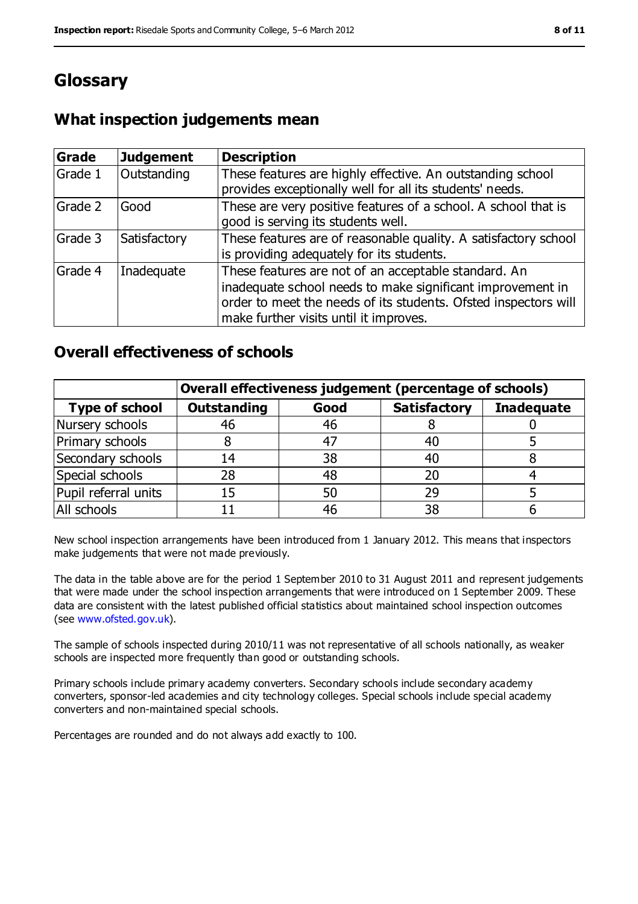# Glossary

## What inspection judgements mean

| Grade | Judgement | Description |
|---|---|---|
| Grade 1 | Outstanding | These features are highly effective. An outstanding school provides exceptionally well for all its students' needs. |
| Grade 2 | Good | These are very positive features of a school. A school that is good is serving its students well. |
| Grade 3 | Satisfactory | These features are of reasonable quality. A satisfactory school is providing adequately for its students. |
| Grade 4 | Inadequate | These features are not of an acceptable standard. An inadequate school needs to make significant improvement in order to meet the needs of its students. Ofsted inspectors will make further visits until it improves. |

## Overall effectiveness of schools

| | Overall effectiveness judgement (percentage of schools) | | | |
|---|---|---|---|---|
| **Type of school** | **Outstanding** | **Good** | **Satisfactory** | **Inadequate** |
| Nursery schools | 46 | 46 | 8 | 0 |
| Primary schools | 8 | 47 | 40 | 5 |
| Secondary schools | 14 | 38 | 40 | 8 |
| Special schools | 28 | 48 | 20 | 4 |
| Pupil referral units | 15 | 50 | 29 | 5 |
| All schools | 11 | 46 | 38 | 6 |

New school inspection arrangements have been introduced from 1 January 2012. This means that inspectors make judgements that were not made previously.

The data in the table above are for the period 1 September 2010 to 31 August 2011 and represent judgements that were made under the school inspection arrangements that were introduced on 1 September 2009. These data are consistent with the latest published official statistics about maintained school inspection outcomes (see www.ofsted.gov.uk).

The sample of schools inspected during 2010/11 was not representative of all schools nationally, as weaker schools are inspected more frequently than good or outstanding schools.

Primary schools include primary academy converters. Secondary schools include secondary academy converters, sponsor-led academies and city technology colleges. Special schools include special academy converters and non-maintained special schools.

Percentages are rounded and do not always add exactly to 100.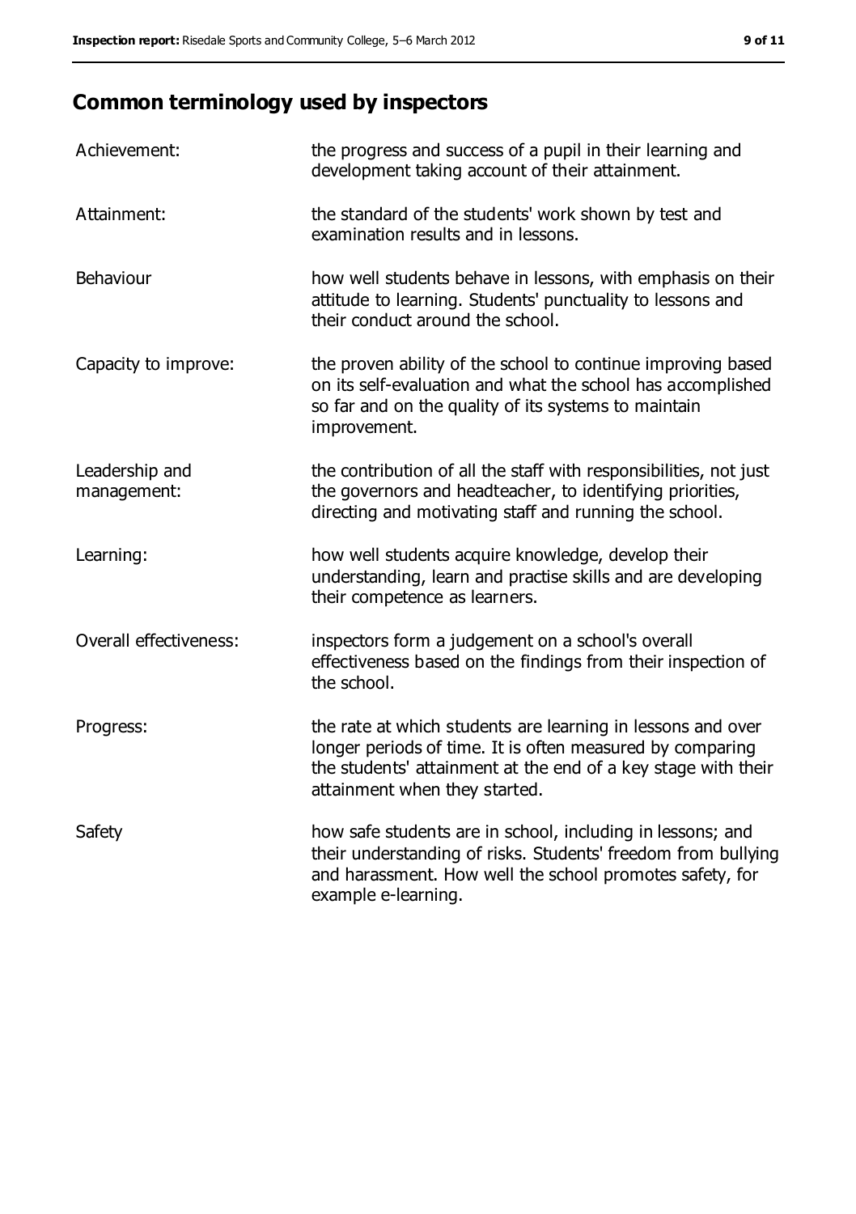## Common terminology used by inspectors

| | |
|---|---|
| Achievement: | the progress and success of a pupil in their learning and development taking account of their attainment. |
| Attainment: | the standard of the students' work shown by test and examination results and in lessons. |
| Behaviour | how well students behave in lessons, with emphasis on their attitude to learning. Students' punctuality to lessons and their conduct around the school. |
| Capacity to improve: | the proven ability of the school to continue improving based on its self-evaluation and what the school has accomplished so far and on the quality of its systems to maintain improvement. |
| Leadership and management: | the contribution of all the staff with responsibilities, not just the governors and headteacher, to identifying priorities, directing and motivating staff and running the school. |
| Learning: | how well students acquire knowledge, develop their understanding, learn and practise skills and are developing their competence as learners. |
| Overall effectiveness: | inspectors form a judgement on a school's overall effectiveness based on the findings from their inspection of the school. |
| Progress: | the rate at which students are learning in lessons and over longer periods of time. It is often measured by comparing the students' attainment at the end of a key stage with their attainment when they started. |
| Safety | how safe students are in school, including in lessons; and their understanding of risks. Students' freedom from bullying and harassment. How well the school promotes safety, for example e-learning. |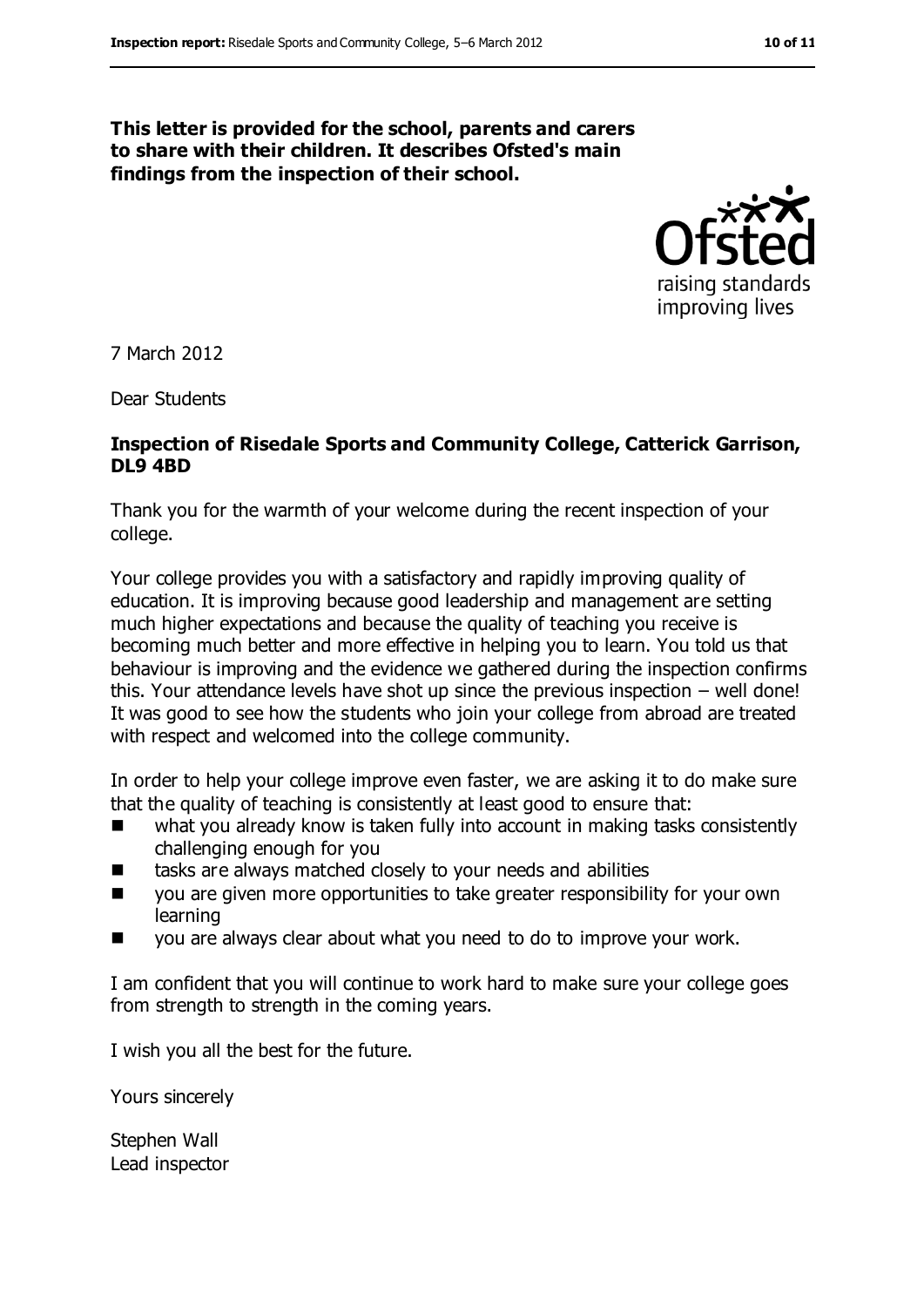**This letter is provided for the school, parents and carers to share with their children. It describes Ofsted's main findings from the inspection of their school.**

7 March 2012

Dear Students

**Inspection of Risedale Sports and Community College, Catterick Garrison, DL9 4BD**

Thank you for the warmth of your welcome during the recent inspection of your college.

Your college provides you with a satisfactory and rapidly improving quality of education. It is improving because good leadership and management are setting much higher expectations and because the quality of teaching you receive is becoming much better and more effective in helping you to learn. You told us that behaviour is improving and the evidence we gathered during the inspection confirms this. Your attendance levels have shot up since the previous inspection – well done! It was good to see how the students who join your college from abroad are treated with respect and welcomed into the college community.

In order to help your college improve even faster, we are asking it to do make sure that the quality of teaching is consistently at least good to ensure that:

- what you already know is taken fully into account in making tasks consistently challenging enough for you
- tasks are always matched closely to your needs and abilities
- you are given more opportunities to take greater responsibility for your own learning
- you are always clear about what you need to do to improve your work.

I am confident that you will continue to work hard to make sure your college goes from strength to strength in the coming years.

I wish you all the best for the future.

Yours sincerely

Stephen Wall
Lead inspector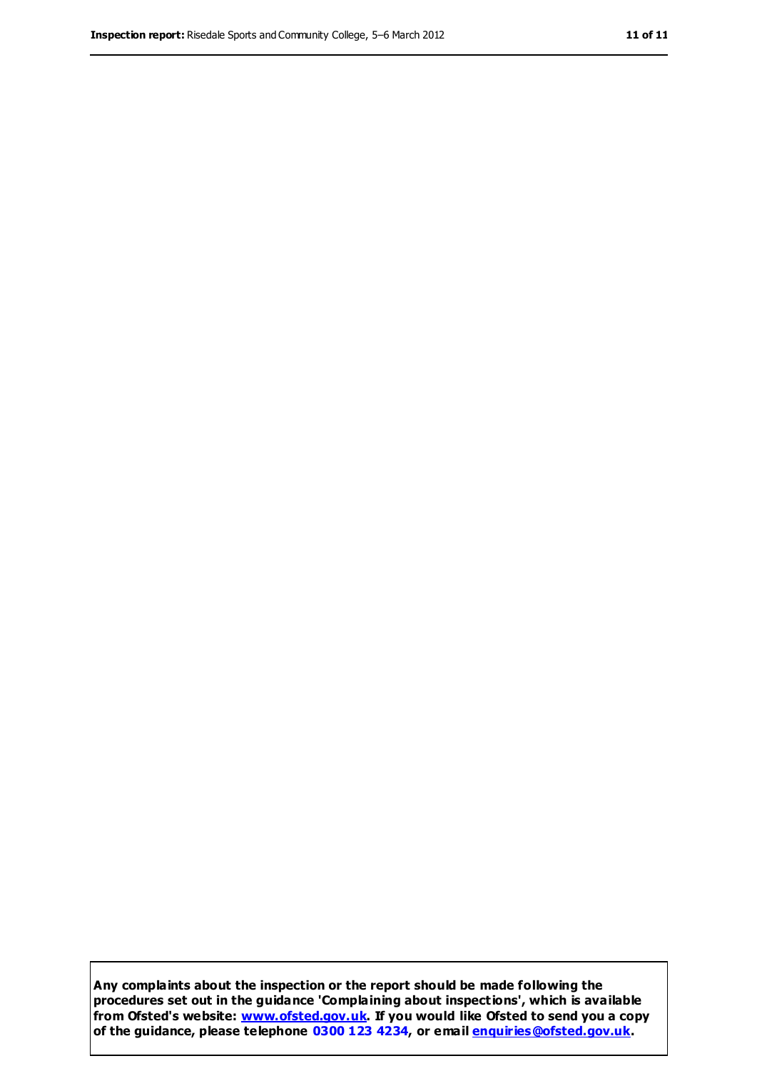**Any complaints about the inspection or the report should be made following the procedures set out in the guidance 'Complaining about inspections', which is available from Ofsted's website: [www.ofsted.gov.uk](http://www.ofsted.gov.uk). If you would like Ofsted to send you a copy of the guidance, please telephone 0300 123 4234, or email [enquiries@ofsted.gov.uk](mailto:enquiries@ofsted.gov.uk).**